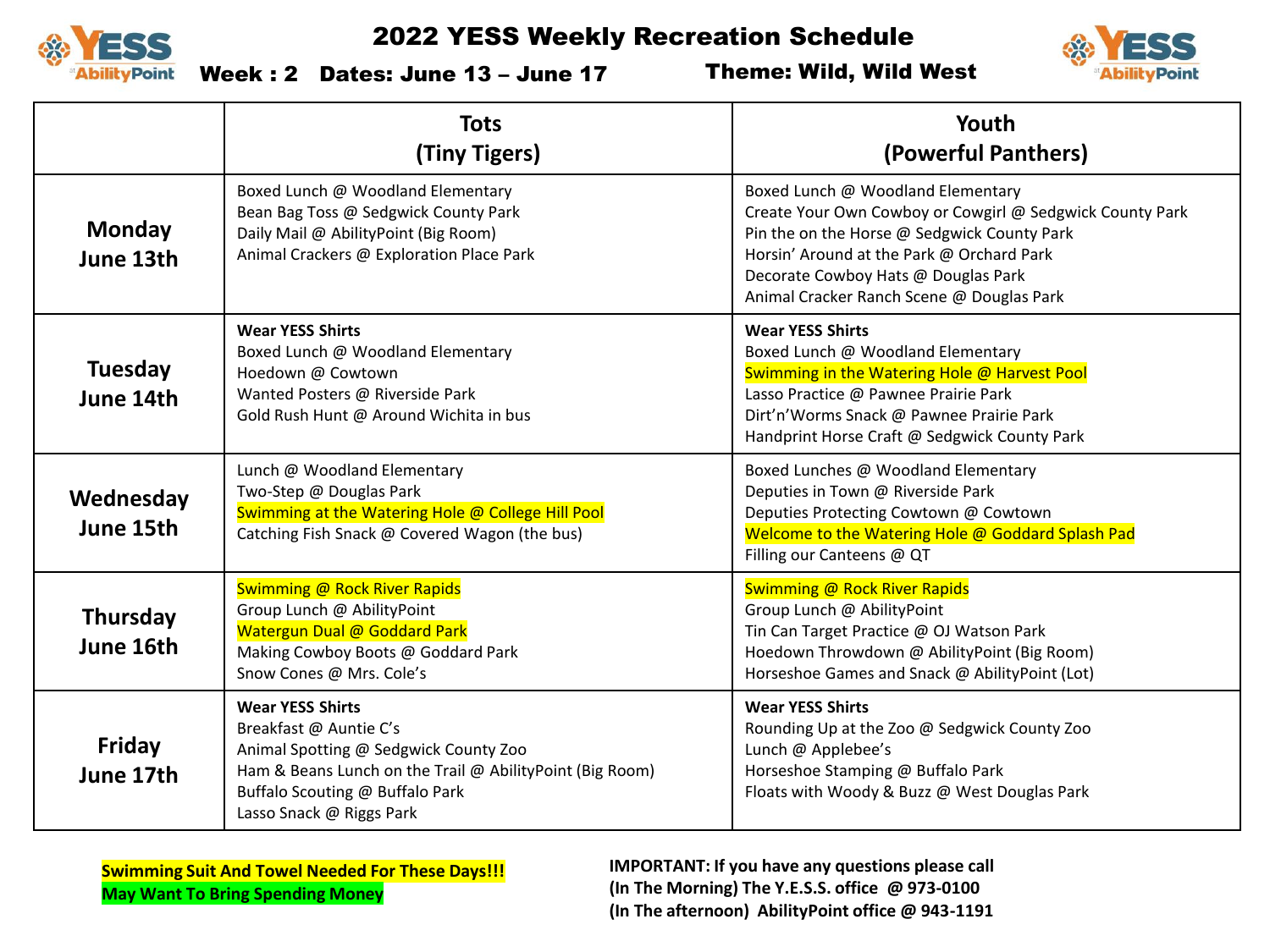# 2022 YESS Weekly Recreation Schedule

**Week : 2 Dates: June 13 – June 17** **Theme: Wild, Wild West**

| | Tots (Tiny Tigers) | Youth (Powerful Panthers) |
|---|---|---|
| **Monday June 13th** | Boxed Lunch @ Woodland Elementary<br>Bean Bag Toss @ Sedgwick County Park<br>Daily Mail @ AbilityPoint (Big Room)<br>Animal Crackers @ Exploration Place Park | Boxed Lunch @ Woodland Elementary<br>Create Your Own Cowboy or Cowgirl @ Sedgwick County Park<br>Pin the on the Horse @ Sedgwick County Park<br>Horsin' Around at the Park @ Orchard Park<br>Decorate Cowboy Hats @ Douglas Park<br>Animal Cracker Ranch Scene @ Douglas Park |
| **Tuesday June 14th** | **Wear YESS Shirts**<br>Boxed Lunch @ Woodland Elementary<br>Hoedown @ Cowtown<br>Wanted Posters @ Riverside Park<br>Gold Rush Hunt @ Around Wichita in bus | **Wear YESS Shirts**<br>Boxed Lunch @ Woodland Elementary<br>Swimming in the Watering Hole @ Harvest Pool<br>Lasso Practice @ Pawnee Prairie Park<br>Dirt'n'Worms Snack @ Pawnee Prairie Park<br>Handprint Horse Craft @ Sedgwick County Park |
| **Wednesday June 15th** | Lunch @ Woodland Elementary<br>Two-Step @ Douglas Park<br>Swimming at the Watering Hole @ College Hill Pool<br>Catching Fish Snack @ Covered Wagon (the bus) | Boxed Lunches @ Woodland Elementary<br>Deputies in Town @ Riverside Park<br>Deputies Protecting Cowtown @ Cowtown<br>Welcome to the Watering Hole @ Goddard Splash Pad<br>Filling our Canteens @ QT |
| **Thursday June 16th** | Swimming @ Rock River Rapids<br>Group Lunch @ AbilityPoint<br>Watergun Dual @ Goddard Park<br>Making Cowboy Boots @ Goddard Park<br>Snow Cones @ Mrs. Cole's | Swimming @ Rock River Rapids<br>Group Lunch @ AbilityPoint<br>Tin Can Target Practice @ OJ Watson Park<br>Hoedown Throwdown @ AbilityPoint (Big Room)<br>Horseshoe Games and Snack @ AbilityPoint (Lot) |
| **Friday June 17th** | **Wear YESS Shirts**<br>Breakfast @ Auntie C's<br>Animal Spotting @ Sedgwick County Zoo<br>Ham & Beans Lunch on the Trail @ AbilityPoint (Big Room)<br>Buffalo Scouting @ Buffalo Park<br>Lasso Snack @ Riggs Park | **Wear YESS Shirts**<br>Rounding Up at the Zoo @ Sedgwick County Zoo<br>Lunch @ Applebee's<br>Horseshoe Stamping @ Buffalo Park<br>Floats with Woody & Buzz @ West Douglas Park |

**Swimming Suit And Towel Needed For These Days!!!**
**May Want To Bring Spending Money**

**IMPORTANT: If you have any questions please call**
**(In The Morning) The Y.E.S.S. office @ 973-0100**
**(In The afternoon) AbilityPoint office @ 943-1191**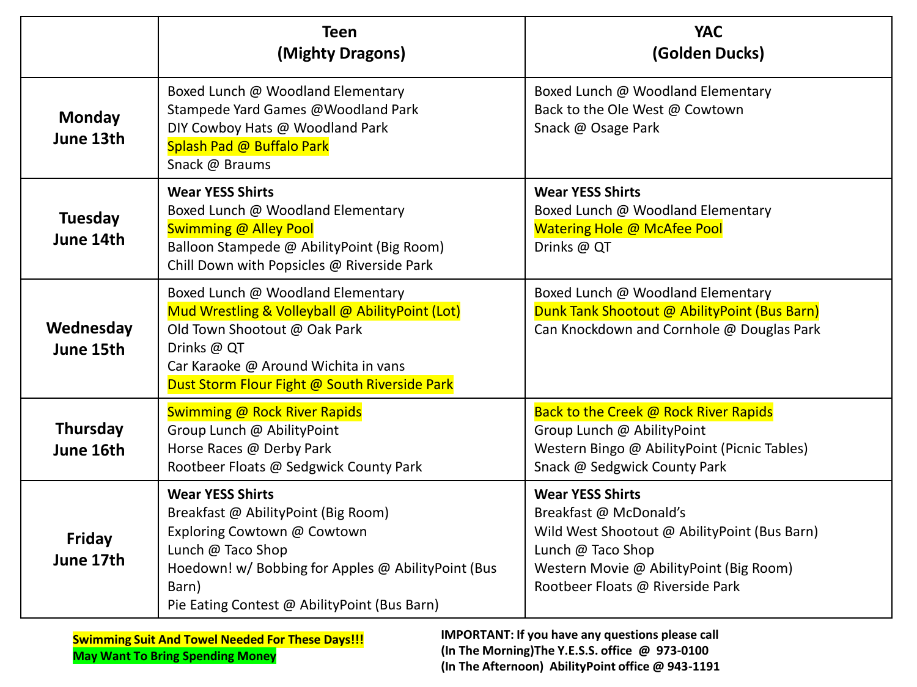| | Teen (Mighty Dragons) | YAC (Golden Ducks) |
|---|---|---|
| **Monday June 13th** | Boxed Lunch @ Woodland Elementary<br>Stampede Yard Games @Woodland Park<br>DIY Cowboy Hats @ Woodland Park<br>Splash Pad @ Buffalo Park<br>Snack @ Braums | Boxed Lunch @ Woodland Elementary<br>Back to the Ole West @ Cowtown<br>Snack @ Osage Park |
| **Tuesday June 14th** | **Wear YESS Shirts**<br>Boxed Lunch @ Woodland Elementary<br>Swimming @ Alley Pool<br>Balloon Stampede @ AbilityPoint (Big Room)<br>Chill Down with Popsicles @ Riverside Park | **Wear YESS Shirts**<br>Boxed Lunch @ Woodland Elementary<br>Watering Hole @ McAfee Pool<br>Drinks @ QT |
| **Wednesday June 15th** | Boxed Lunch @ Woodland Elementary<br>Mud Wrestling & Volleyball @ AbilityPoint (Lot)<br>Old Town Shootout @ Oak Park<br>Drinks @ QT<br>Car Karaoke @ Around Wichita in vans<br>Dust Storm Flour Fight @ South Riverside Park | Boxed Lunch @ Woodland Elementary<br>Dunk Tank Shootout @ AbilityPoint (Bus Barn)<br>Can Knockdown and Cornhole @ Douglas Park |
| **Thursday June 16th** | Swimming @ Rock River Rapids<br>Group Lunch @ AbilityPoint<br>Horse Races @ Derby Park<br>Rootbeer Floats @ Sedgwick County Park | Back to the Creek @ Rock River Rapids<br>Group Lunch @ AbilityPoint<br>Western Bingo @ AbilityPoint (Picnic Tables)<br>Snack @ Sedgwick County Park |
| **Friday June 17th** | **Wear YESS Shirts**<br>Breakfast @ AbilityPoint (Big Room)<br>Exploring Cowtown @ Cowtown<br>Lunch @ Taco Shop<br>Hoedown! w/ Bobbing for Apples @ AbilityPoint (Bus Barn)<br>Pie Eating Contest @ AbilityPoint (Bus Barn) | **Wear YESS Shirts**<br>Breakfast @ McDonald's<br>Wild West Shootout @ AbilityPoint (Bus Barn)<br>Lunch @ Taco Shop<br>Western Movie @ AbilityPoint (Big Room)<br>Rootbeer Floats @ Riverside Park |

**Swimming Suit And Towel Needed For These Days!!!**
**May Want To Bring Spending Money**

**IMPORTANT: If you have any questions please call**
**(In The Morning)The Y.E.S.S. office @ 973-0100**
**(In The Afternoon) AbilityPoint office @ 943-1191**